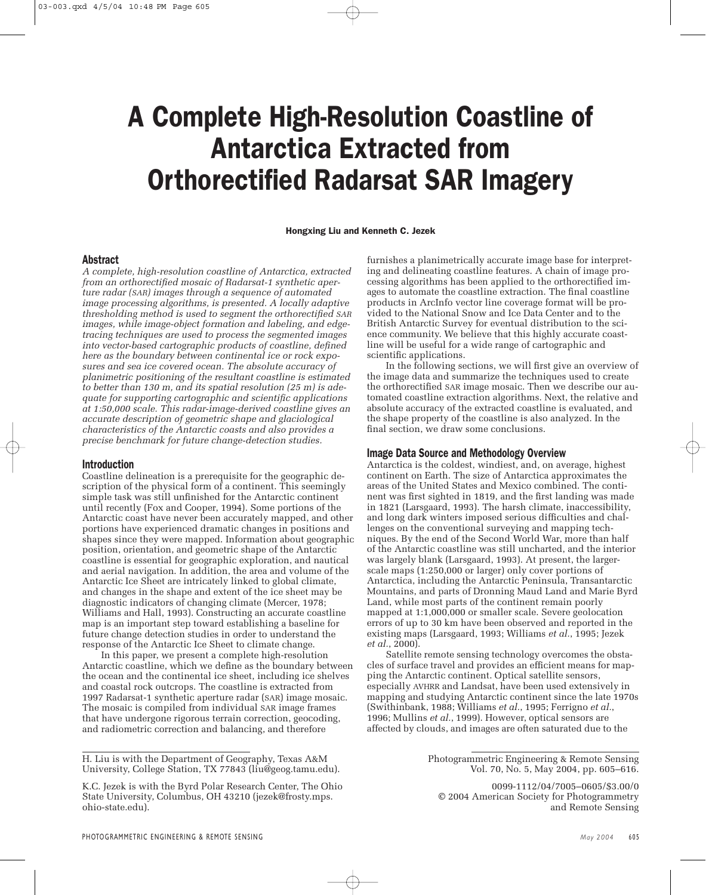# A Complete High-Resolution Coastline of Antarctica Extracted from Orthorectified Radarsat SAR Imagery

**Hongxing Liu and Kenneth C. Jezek**

## Abstract

*A complete, high-resolution coastline of Antarctica, extracted from an orthorectified mosaic of Radarsat-1 synthetic aperture radar (SAR) images through a sequence of automated image processing algorithms, is presented. A locally adaptive thresholding method is used to segment the orthorectified SAR images, while image-object formation and labeling, and edge-tracing techniques are used to process the segmented images into vector-based cartographic products of coastline, defined here as the boundary between continental ice or rock exposures and sea ice covered ocean. The absolute accuracy of planimetric positioning of the resultant coastline is estimated to better than 130 m, and its spatial resolution (25 m) is adequate for supporting cartographic and scientific applications at 1:50,000 scale. This radar-image-derived coastline gives an accurate description of geometric shape and glaciological characteristics of the Antarctic coasts and also provides a precise benchmark for future change-detection studies.*

## Introduction

Coastline delineation is a prerequisite for the geographic description of the physical form of a continent. This seemingly simple task was still unfinished for the Antarctic continent until recently (Fox and Cooper, 1994). Some portions of the Antarctic coast have never been accurately mapped, and other portions have experienced dramatic changes in positions and shapes since they were mapped. Information about geographic position, orientation, and geometric shape of the Antarctic coastline is essential for geographic exploration, and nautical and aerial navigation. In addition, the area and volume of the Antarctic Ice Sheet are intricately linked to global climate, and changes in the shape and extent of the ice sheet may be diagnostic indicators of changing climate (Mercer, 1978; Williams and Hall, 1993). Constructing an accurate coastline map is an important step toward establishing a baseline for future change detection studies in order to understand the response of the Antarctic Ice Sheet to climate change.

In this paper, we present a complete high-resolution Antarctic coastline, which we define as the boundary between the ocean and the continental ice sheet, including ice shelves and coastal rock outcrops. The coastline is extracted from 1997 Radarsat-1 synthetic aperture radar (SAR) image mosaic. The mosaic is compiled from individual SAR image frames that have undergone rigorous terrain correction, geocoding, and radiometric correction and balancing, and therefore furnishes a planimetrically accurate image base for interpreting and delineating coastline features. A chain of image processing algorithms has been applied to the orthorectified images to automate the coastline extraction. The final coastline products in ArcInfo vector line coverage format will be provided to the National Snow and Ice Data Center and to the British Antarctic Survey for eventual distribution to the science community. We believe that this highly accurate coastline will be useful for a wide range of cartographic and scientific applications.

In the following sections, we will first give an overview of the image data and summarize the techniques used to create the orthorectified SAR image mosaic. Then we describe our automated coastline extraction algorithms. Next, the relative and absolute accuracy of the extracted coastline is evaluated, and the shape property of the coastline is also analyzed. In the final section, we draw some conclusions.

## Image Data Source and Methodology Overview

Antarctica is the coldest, windiest, and, on average, highest continent on Earth. The size of Antarctica approximates the areas of the United States and Mexico combined. The continent was first sighted in 1819, and the first landing was made in 1821 (Larsgaard, 1993). The harsh climate, inaccessibility, and long dark winters imposed serious difficulties and challenges on the conventional surveying and mapping techniques. By the end of the Second World War, more than half of the Antarctic coastline was still uncharted, and the interior was largely blank (Larsgaard, 1993). At present, the larger-scale maps (1:250,000 or larger) only cover portions of Antarctica, including the Antarctic Peninsula, Transantarctic Mountains, and parts of Dronning Maud Land and Marie Byrd Land, while most parts of the continent remain poorly mapped at 1:1,000,000 or smaller scale. Severe geolocation errors of up to 30 km have been observed and reported in the existing maps (Larsgaard, 1993; Williams *et al.*, 1995; Jezek *et al.*, 2000).

Satellite remote sensing technology overcomes the obstacles of surface travel and provides an efficient means for mapping the Antarctic continent. Optical satellite sensors, especially AVHRR and Landsat, have been used extensively in mapping and studying Antarctic continent since the late 1970s (Swithinbank, 1988; Williams *et al.*, 1995; Ferrigno *et al.*, 1996; Mullins *et al.*, 1999). However, optical sensors are affected by clouds, and images are often saturated due to the

H. Liu is with the Department of Geography, Texas A&M University, College Station, TX 77843 (liu@geog.tamu.edu).

K.C. Jezek is with the Byrd Polar Research Center, The Ohio State University, Columbus, OH 43210 (jezek@frosty.mps.ohio-state.edu).

0099-1112/04/7005–0605/$3.00/0
© 2004 American Society for Photogrammetry and Remote Sensing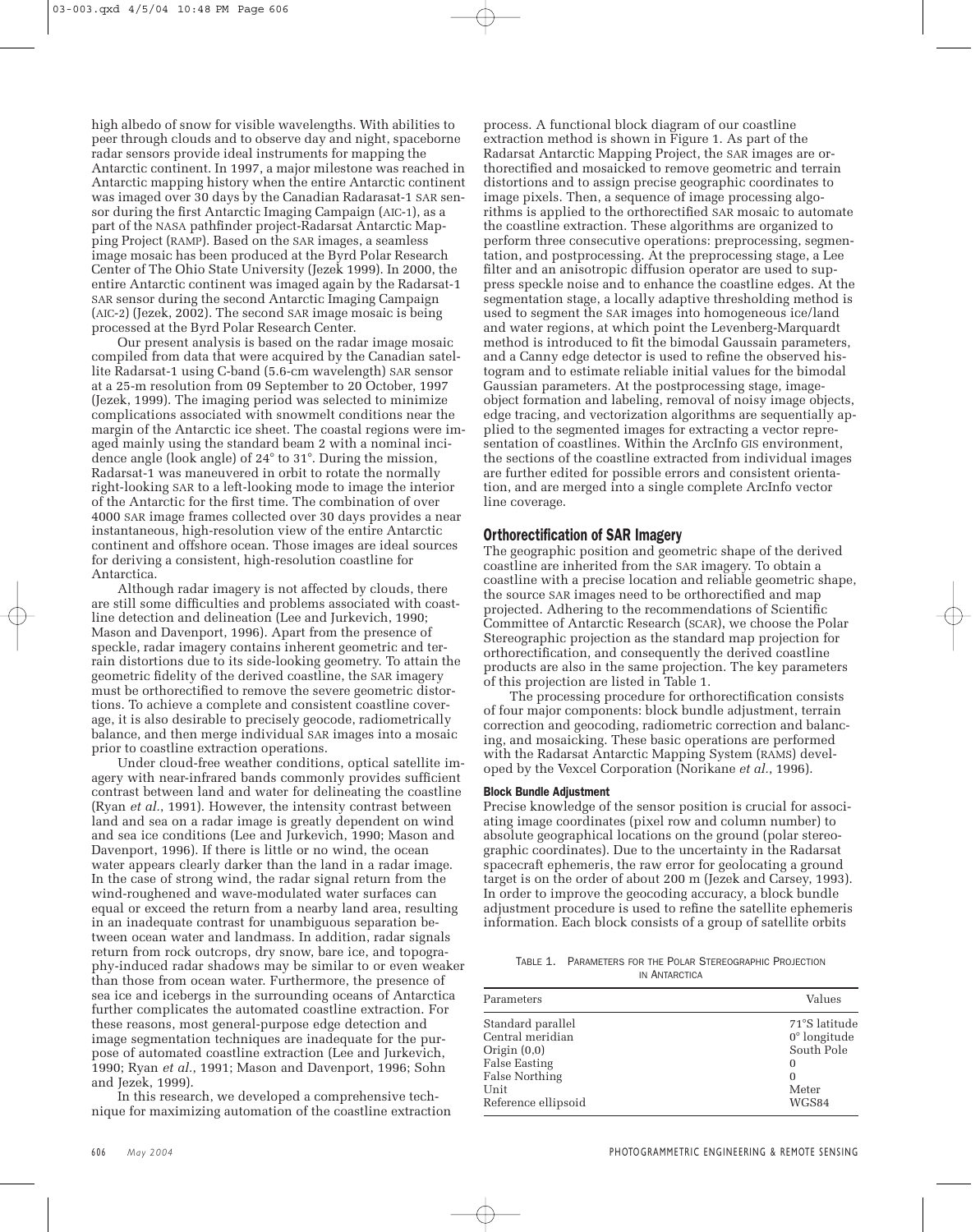high albedo of snow for visible wavelengths. With abilities to peer through clouds and to observe day and night, spaceborne radar sensors provide ideal instruments for mapping the Antarctic continent. In 1997, a major milestone was reached in Antarctic mapping history when the entire Antarctic continent was imaged over 30 days by the Canadian Radarasat-1 SAR sensor during the first Antarctic Imaging Campaign (AIC-1), as a part of the NASA pathfinder project-Radarsat Antarctic Mapping Project (RAMP). Based on the SAR images, a seamless image mosaic has been produced at the Byrd Polar Research Center of The Ohio State University (Jezek 1999). In 2000, the entire Antarctic continent was imaged again by the Radarsat-1 SAR sensor during the second Antarctic Imaging Campaign (AIC-2) (Jezek, 2002). The second SAR image mosaic is being processed at the Byrd Polar Research Center.

Our present analysis is based on the radar image mosaic compiled from data that were acquired by the Canadian satellite Radarsat-1 using C-band (5.6-cm wavelength) SAR sensor at a 25-m resolution from 09 September to 20 October, 1997 (Jezek, 1999). The imaging period was selected to minimize complications associated with snowmelt conditions near the margin of the Antarctic ice sheet. The coastal regions were imaged mainly using the standard beam 2 with a nominal incidence angle (look angle) of 24° to 31°. During the mission, Radarsat-1 was maneuvered in orbit to rotate the normally right-looking SAR to a left-looking mode to image the interior of the Antarctic for the first time. The combination of over 4000 SAR image frames collected over 30 days provides a near instantaneous, high-resolution view of the entire Antarctic continent and offshore ocean. Those images are ideal sources for deriving a consistent, high-resolution coastline for Antarctica.

Although radar imagery is not affected by clouds, there are still some difficulties and problems associated with coastline detection and delineation (Lee and Jurkevich, 1990; Mason and Davenport, 1996). Apart from the presence of speckle, radar imagery contains inherent geometric and terrain distortions due to its side-looking geometry. To attain the geometric fidelity of the derived coastline, the SAR imagery must be orthorectified to remove the severe geometric distortions. To achieve a complete and consistent coastline coverage, it is also desirable to precisely geocode, radiometrically balance, and then merge individual SAR images into a mosaic prior to coastline extraction operations.

Under cloud-free weather conditions, optical satellite imagery with near-infrared bands commonly provides sufficient contrast between land and water for delineating the coastline (Ryan *et al.*, 1991). However, the intensity contrast between land and sea on a radar image is greatly dependent on wind and sea ice conditions (Lee and Jurkevich, 1990; Mason and Davenport, 1996). If there is little or no wind, the ocean water appears clearly darker than the land in a radar image. In the case of strong wind, the radar signal return from the wind-roughened and wave-modulated water surfaces can equal or exceed the return from a nearby land area, resulting in an inadequate contrast for unambiguous separation between ocean water and landmass. In addition, radar signals return from rock outcrops, dry snow, bare ice, and topography-induced radar shadows may be similar to or even weaker than those from ocean water. Furthermore, the presence of sea ice and icebergs in the surrounding oceans of Antarctica further complicates the automated coastline extraction. For these reasons, most general-purpose edge detection and image segmentation techniques are inadequate for the purpose of automated coastline extraction (Lee and Jurkevich, 1990; Ryan *et al.*, 1991; Mason and Davenport, 1996; Sohn and Jezek, 1999).

In this research, we developed a comprehensive technique for maximizing automation of the coastline extraction process. A functional block diagram of our coastline extraction method is shown in Figure 1. As part of the Radarsat Antarctic Mapping Project, the SAR images are orthorectified and mosaicked to remove geometric and terrain distortions and to assign precise geographic coordinates to image pixels. Then, a sequence of image processing algorithms is applied to the orthorectified SAR mosaic to automate the coastline extraction. These algorithms are organized to perform three consecutive operations: preprocessing, segmentation, and postprocessing. At the preprocessing stage, a Lee filter and an anisotropic diffusion operator are used to suppress speckle noise and to enhance the coastline edges. At the segmentation stage, a locally adaptive thresholding method is used to segment the SAR images into homogeneous ice/land and water regions, at which point the Levenberg-Marquardt method is introduced to fit the bimodal Gaussain parameters, and a Canny edge detector is used to refine the observed histogram and to estimate reliable initial values for the bimodal Gaussian parameters. At the postprocessing stage, image-object formation and labeling, removal of noisy image objects, edge tracing, and vectorization algorithms are sequentially applied to the segmented images for extracting a vector representation of coastlines. Within the ArcInfo GIS environment, the sections of the coastline extracted from individual images are further edited for possible errors and consistent orientation, and are merged into a single complete ArcInfo vector line coverage.

## Orthorectification of SAR Imagery

The geographic position and geometric shape of the derived coastline are inherited from the SAR imagery. To obtain a coastline with a precise location and reliable geometric shape, the source SAR images need to be orthorectified and map projected. Adhering to the recommendations of Scientific Committee of Antarctic Research (SCAR), we choose the Polar Stereographic projection as the standard map projection for orthorectification, and consequently the derived coastline products are also in the same projection. The key parameters of this projection are listed in Table 1.

The processing procedure for orthorectification consists of four major components: block bundle adjustment, terrain correction and geocoding, radiometric correction and balancing, and mosaicking. These basic operations are performed with the Radarsat Antarctic Mapping System (RAMS) developed by the Vexcel Corporation (Norikane *et al.*, 1996).

### Block Bundle Adjustment

Precise knowledge of the sensor position is crucial for associating image coordinates (pixel row and column number) to absolute geographical locations on the ground (polar stereographic coordinates). Due to the uncertainty in the Radarsat spacecraft ephemeris, the raw error for geolocating a ground target is on the order of about 200 m (Jezek and Carsey, 1993). In order to improve the geocoding accuracy, a block bundle adjustment procedure is used to refine the satellite ephemeris information. Each block consists of a group of satellite orbits

TABLE 1. PARAMETERS FOR THE POLAR STEREOGRAPHIC PROJECTION IN ANTARCTICA

| Parameters | Values |
|---|---|
| Standard parallel | 71°S latitude |
| Central meridian | 0° longitude |
| Origin (0,0) | South Pole |
| False Easting | 0 |
| False Northing | 0 |
| Unit | Meter |
| Reference ellipsoid | WGS84 |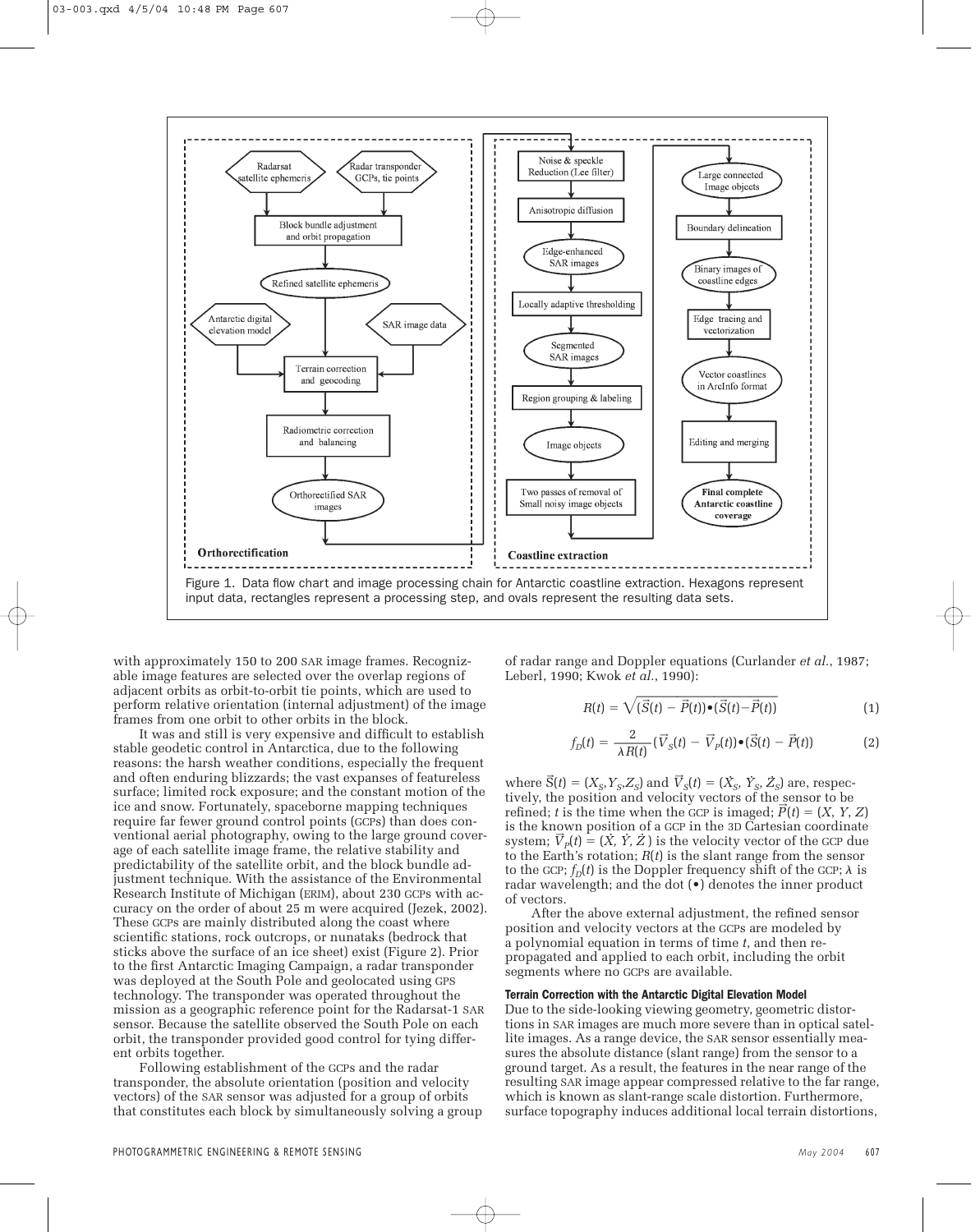Figure 1. Data flow chart and image processing chain for Antarctic coastline extraction. Hexagons represent input data, rectangles represent a processing step, and ovals represent the resulting data sets.

with approximately 150 to 200 SAR image frames. Recognizable image features are selected over the overlap regions of adjacent orbits as orbit-to-orbit tie points, which are used to perform relative orientation (internal adjustment) of the image frames from one orbit to other orbits in the block.

It was and still is very expensive and difficult to establish stable geodetic control in Antarctica, due to the following reasons: the harsh weather conditions, especially the frequent and often enduring blizzards; the vast expanses of featureless surface; limited rock exposure; and the constant motion of the ice and snow. Fortunately, spaceborne mapping techniques require far fewer ground control points (GCPs) than does conventional aerial photography, owing to the large ground coverage of each satellite image frame, the relative stability and predictability of the satellite orbit, and the block bundle adjustment technique. With the assistance of the Environmental Research Institute of Michigan (ERIM), about 230 GCPs with accuracy on the order of about 25 m were acquired (Jezek, 2002). These GCPs are mainly distributed along the coast where scientific stations, rock outcrops, or nunataks (bedrock that sticks above the surface of an ice sheet) exist (Figure 2). Prior to the first Antarctic Imaging Campaign, a radar transponder was deployed at the South Pole and geolocated using GPS technology. The transponder was operated throughout the mission as a geographic reference point for the Radarsat-1 SAR sensor. Because the satellite observed the South Pole on each orbit, the transponder provided good control for tying different orbits together.

Following establishment of the GCPs and the radar transponder, the absolute orientation (position and velocity vectors) of the SAR sensor was adjusted for a group of orbits that constitutes each block by simultaneously solving a group of radar range and Doppler equations (Curlander *et al.*, 1987; Leberl, 1990; Kwok *et al.*, 1990):

$$R(t) = \sqrt{(\vec{S}(t) - \vec{P}(t)) \bullet (\vec{S}(t) - \vec{P}(t))} \tag{1}$$

$$f_D(t) = \frac{2}{\lambda R(t)} (\vec{V}_S(t) - \vec{V}_P(t)) \bullet (\vec{S}(t) - \vec{P}(t)) \tag{2}$$

where $\vec{S}(t) = (X_S, Y_S, Z_S)$ and $\vec{V}_S(t) = (\dot{X}_S, \dot{Y}_S, \dot{Z}_S)$ are, respectively, the position and velocity vectors of the sensor to be refined; $t$ is the time when the GCP is imaged; $\vec{P}(t) = (X, Y, Z)$ is the known position of a GCP in the 3D Cartesian coordinate system; $\vec{V}_P(t) = (\dot{X}, \dot{Y}, \dot{Z})$ is the velocity vector of the GCP due to the Earth's rotation; $R(t)$ is the slant range from the sensor to the GCP; $f_D(t)$ is the Doppler frequency shift of the GCP; $\lambda$ is radar wavelength; and the dot ($\bullet$) denotes the inner product of vectors.

After the above external adjustment, the refined sensor position and velocity vectors at the GCPs are modeled by a polynomial equation in terms of time $t$, and then re-propagated and applied to each orbit, including the orbit segments where no GCPs are available.

#### Terrain Correction with the Antarctic Digital Elevation Model

Due to the side-looking viewing geometry, geometric distortions in SAR images are much more severe than in optical satellite images. As a range device, the SAR sensor essentially measures the absolute distance (slant range) from the sensor to a ground target. As a result, the features in the near range of the resulting SAR image appear compressed relative to the far range, which is known as slant-range scale distortion. Furthermore, surface topography induces additional local terrain distortions,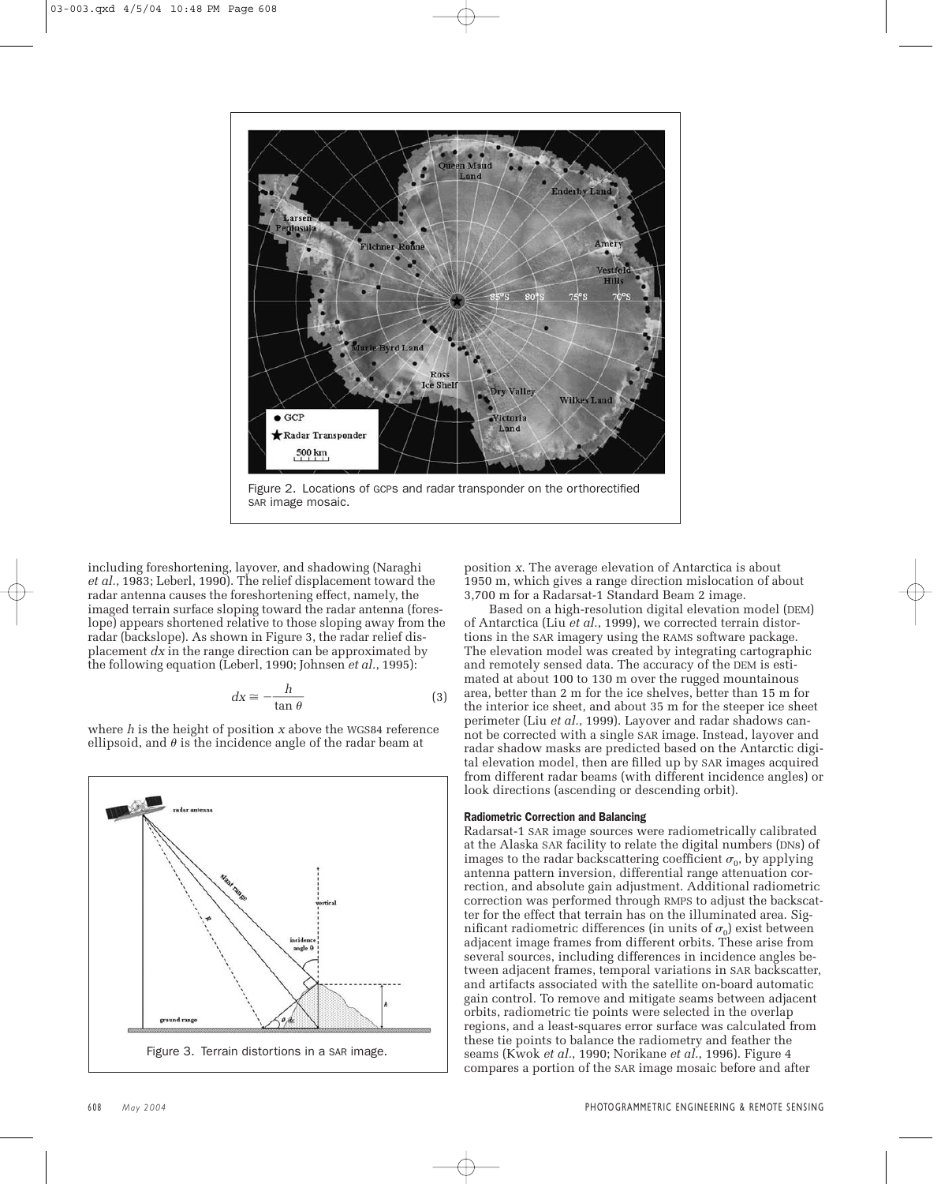Figure 2. Locations of GCPs and radar transponder on the orthorectified SAR image mosaic.

including foreshortening, layover, and shadowing (Naraghi *et al.*, 1983; Leberl, 1990). The relief displacement toward the radar antenna causes the foreshortening effect, namely, the imaged terrain surface sloping toward the radar antenna (foreslope) appears shortened relative to those sloping away from the radar (backslope). As shown in Figure 3, the radar relief displacement $dx$ in the range direction can be approximated by the following equation (Leberl, 1990; Johnsen *et al.*, 1995):

$$dx \cong -\frac{h}{\tan \theta} \quad (3)$$

where $h$ is the height of position $x$ above the WGS84 reference ellipsoid, and $\theta$ is the incidence angle of the radar beam at position $x$. The average elevation of Antarctica is about 1950 m, which gives a range direction mislocation of about 3,700 m for a Radarsat-1 Standard Beam 2 image.

Figure 3. Terrain distortions in a SAR image.

Based on a high-resolution digital elevation model (DEM) of Antarctica (Liu *et al.*, 1999), we corrected terrain distortions in the SAR imagery using the RAMS software package. The elevation model was created by integrating cartographic and remotely sensed data. The accuracy of the DEM is estimated at about 100 to 130 m over the rugged mountainous area, better than 2 m for the ice shelves, better than 15 m for the interior ice sheet, and about 35 m for the steeper ice sheet perimeter (Liu *et al.*, 1999). Layover and radar shadows cannot be corrected with a single SAR image. Instead, layover and radar shadow masks are predicted based on the Antarctic digital elevation model, then are filled up by SAR images acquired from different radar beams (with different incidence angles) or look directions (ascending or descending orbit).

### Radiometric Correction and Balancing

Radarsat-1 SAR image sources were radiometrically calibrated at the Alaska SAR facility to relate the digital numbers (DNs) of images to the radar backscattering coefficient $\sigma_0$, by applying antenna pattern inversion, differential range attenuation correction, and absolute gain adjustment. Additional radiometric correction was performed through RMPS to adjust the backscatter for the effect that terrain has on the illuminated area. Significant radiometric differences (in units of $\sigma_0$) exist between adjacent image frames from different orbits. These arise from several sources, including differences in incidence angles between adjacent frames, temporal variations in SAR backscatter, and artifacts associated with the satellite on-board automatic gain control. To remove and mitigate seams between adjacent orbits, radiometric tie points were selected in the overlap regions, and a least-squares error surface was calculated from these tie points to balance the radiometry and feather the seams (Kwok *et al.*, 1990; Norikane *et al.*, 1996). Figure 4 compares a portion of the SAR image mosaic before and after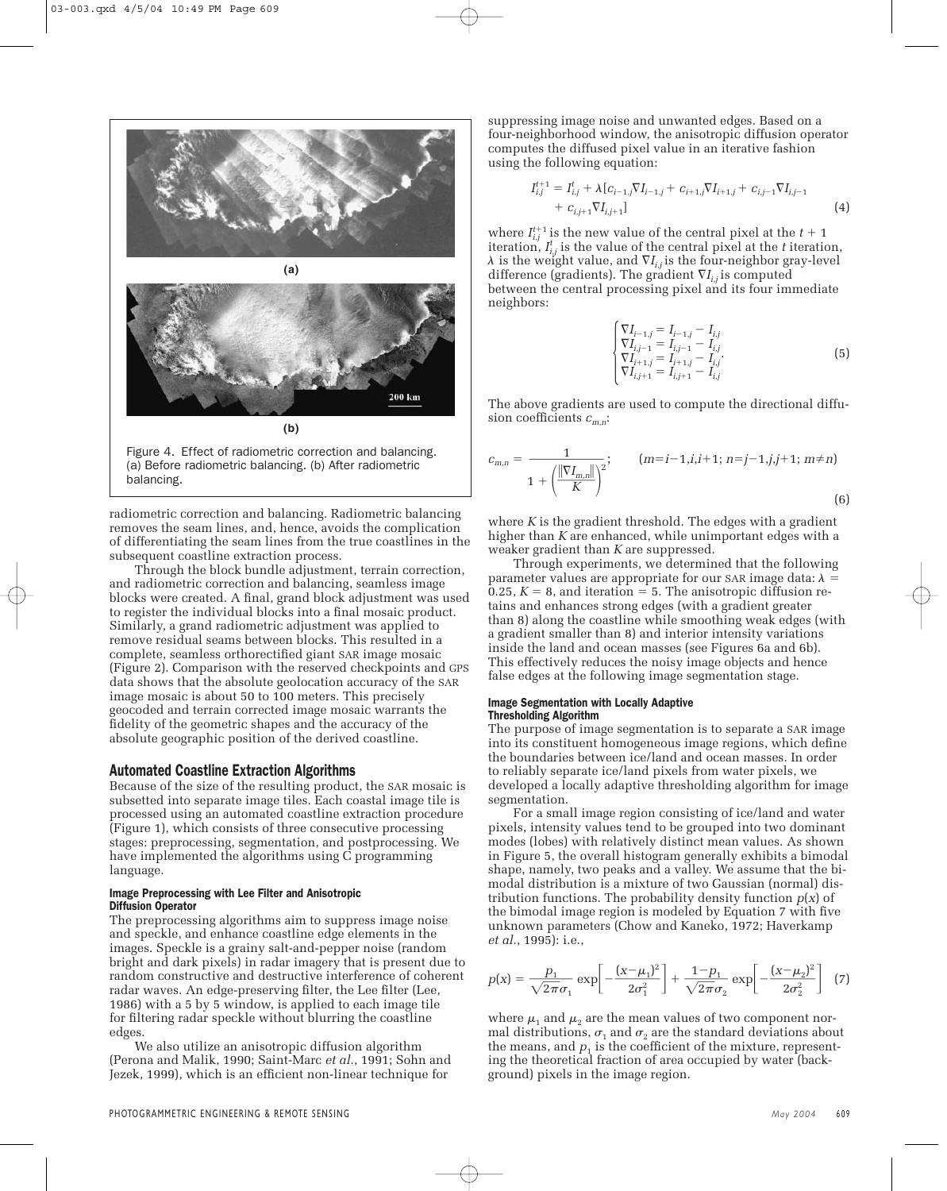Figure 4. Effect of radiometric correction and balancing. (a) Before radiometric balancing. (b) After radiometric balancing.

radiometric correction and balancing. Radiometric balancing removes the seam lines, and, hence, avoids the complication of differentiating the seam lines from the true coastlines in the subsequent coastline extraction process.

Through the block bundle adjustment, terrain correction, and radiometric correction and balancing, seamless image blocks were created. A final, grand block adjustment was used to register the individual blocks into a final mosaic product. Similarly, a grand radiometric adjustment was applied to remove residual seams between blocks. This resulted in a complete, seamless orthorectified giant SAR image mosaic (Figure 2). Comparison with the reserved checkpoints and GPS data shows that the absolute geolocation accuracy of the SAR image mosaic is about 50 to 100 meters. This precisely geocoded and terrain corrected image mosaic warrants the fidelity of the geometric shapes and the accuracy of the absolute geographic position of the derived coastline.

## Automated Coastline Extraction Algorithms

Because of the size of the resulting product, the SAR mosaic is subsetted into separate image tiles. Each coastal image tile is processed using an automated coastline extraction procedure (Figure 1), which consists of three consecutive processing stages: preprocessing, segmentation, and postprocessing. We have implemented the algorithms using C programming language.

### Image Preprocessing with Lee Filter and Anisotropic Diffusion Operator

The preprocessing algorithms aim to suppress image noise and speckle, and enhance coastline edge elements in the images. Speckle is a grainy salt-and-pepper noise (random bright and dark pixels) in radar imagery that is present due to random constructive and destructive interference of coherent radar waves. An edge-preserving filter, the Lee filter (Lee, 1986) with a 5 by 5 window, is applied to each image tile for filtering radar speckle without blurring the coastline edges.

We also utilize an anisotropic diffusion algorithm (Perona and Malik, 1990; Saint-Marc *et al.*, 1991; Sohn and Jezek, 1999), which is an efficient non-linear technique for suppressing image noise and unwanted edges. Based on a four-neighborhood window, the anisotropic diffusion operator computes the diffused pixel value in an iterative fashion using the following equation:

$$I_{i,j}^{t+1} = I_{i,j}^{t} + \lambda[c_{i-1,j}\nabla I_{i-1,j} + c_{i+1,j}\nabla I_{i+1,j} + c_{i,j-1}\nabla I_{i,j-1} + c_{i,j+1}\nabla I_{i,j+1}] \quad (4)$$

where $I_{i,j}^{t+1}$ is the new value of the central pixel at the $t+1$ iteration, $I_{i,j}^{t}$ is the value of the central pixel at the $t$ iteration, $\lambda$ is the weight value, and $\nabla I_{i,j}$ is the four-neighbor gray-level difference (gradients). The gradient $\nabla I_{i,j}$ is computed between the central processing pixel and its four immediate neighbors:

$$\begin{cases} \nabla I_{i-1,j} = I_{i-1,j} - I_{i,j} \\ \nabla I_{i,j-1} = I_{i,j-1} - I_{i,j} \\ \nabla I_{i+1,j} = I_{i+1,j} - I_{i,j} \\ \nabla I_{i,j+1} = I_{i,j+1} - I_{i,j} \end{cases} \quad (5)$$

The above gradients are used to compute the directional diffusion coefficients $c_{m,n}$:

$$c_{m,n} = \frac{1}{1 + \left(\frac{\|\nabla I_{m,n}\|}{K}\right)^2}; \qquad (m=i-1,i,i+1;\ n=j-1,j,j+1;\ m \neq n) \quad (6)$$

where $K$ is the gradient threshold. The edges with a gradient higher than $K$ are enhanced, while unimportant edges with a weaker gradient than $K$ are suppressed.

Through experiments, we determined that the following parameter values are appropriate for our SAR image data: $\lambda = 0.25$, $K = 8$, and iteration $= 5$. The anisotropic diffusion retains and enhances strong edges (with a gradient greater than 8) along the coastline while smoothing weak edges (with a gradient smaller than 8) and interior intensity variations inside the land and ocean masses (see Figures 6a and 6b). This effectively reduces the noisy image objects and hence false edges at the following image segmentation stage.

### Image Segmentation with Locally Adaptive Thresholding Algorithm

The purpose of image segmentation is to separate a SAR image into its constituent homogeneous image regions, which define the boundaries between ice/land and ocean masses. In order to reliably separate ice/land pixels from water pixels, we developed a locally adaptive thresholding algorithm for image segmentation.

For a small image region consisting of ice/land and water pixels, intensity values tend to be grouped into two dominant modes (lobes) with relatively distinct mean values. As shown in Figure 5, the overall histogram generally exhibits a bimodal shape, namely, two peaks and a valley. We assume that the bimodal distribution is a mixture of two Gaussian (normal) distribution functions. The probability density function $p(x)$ of the bimodal image region is modeled by Equation 7 with five unknown parameters (Chow and Kaneko, 1972; Haverkamp *et al.*, 1995): i.e.,

$$p(x) = \frac{p_1}{\sqrt{2\pi}\sigma_1}\exp\left[-\frac{(x-\mu_1)^2}{2\sigma_1^2}\right] + \frac{1-p_1}{\sqrt{2\pi}\sigma_2}\exp\left[-\frac{(x-\mu_2)^2}{2\sigma_2^2}\right] \quad (7)$$

where $\mu_1$ and $\mu_2$ are the mean values of two component normal distributions, $\sigma_1$ and $\sigma_2$ are the standard deviations about the means, and $p_1$ is the coefficient of the mixture, representing the theoretical fraction of area occupied by water (background) pixels in the image region.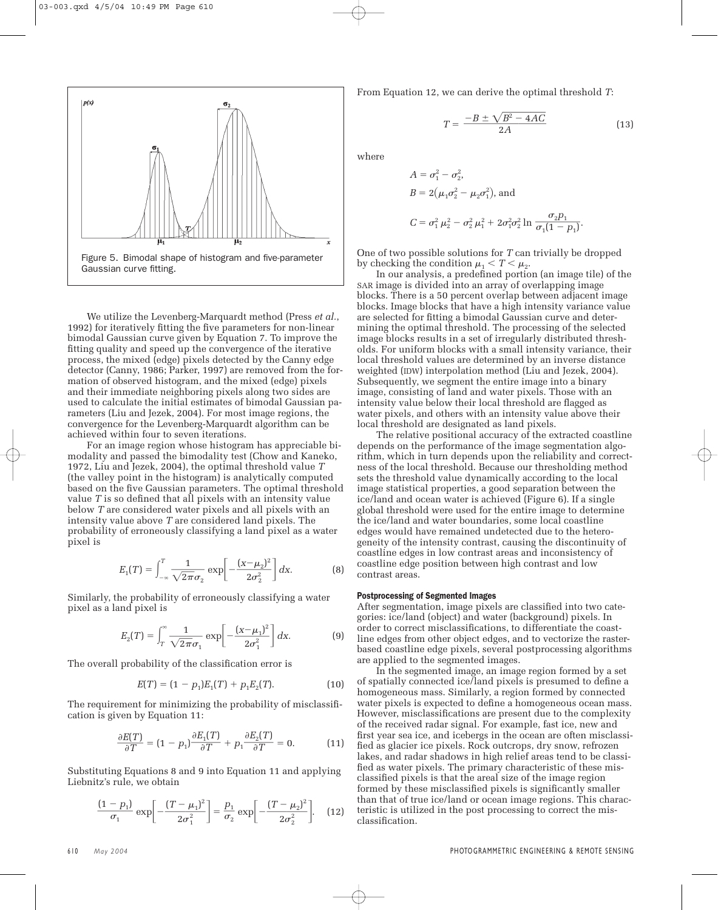p(x)

$\sigma_2$

$\sigma_1$

T

$\mu_1$

$\mu_2$

x

Figure 5. Bimodal shape of histogram and five-parameter Gaussian curve fitting.

We utilize the Levenberg-Marquardt method (Press *et al.*, 1992) for iteratively fitting the five parameters for non-linear bimodal Gaussian curve given by Equation 7. To improve the fitting quality and speed up the convergence of the iterative process, the mixed (edge) pixels detected by the Canny edge detector (Canny, 1986; Parker, 1997) are removed from the formation of observed histogram, and the mixed (edge) pixels and their immediate neighboring pixels along two sides are used to calculate the initial estimates of bimodal Gaussian parameters (Liu and Jezek, 2004). For most image regions, the convergence for the Levenberg-Marquardt algorithm can be achieved within four to seven iterations.

For an image region whose histogram has appreciable bimodality and passed the bimodality test (Chow and Kaneko, 1972, Liu and Jezek, 2004), the optimal threshold value $T$ (the valley point in the histogram) is analytically computed based on the five Gaussian parameters. The optimal threshold value $T$ is so defined that all pixels with an intensity value below $T$ are considered water pixels and all pixels with an intensity value above $T$ are considered land pixels. The probability of erroneously classifying a land pixel as a water pixel is

$$E_1(T) = \int_{-\infty}^{T} \frac{1}{\sqrt{2\pi}\sigma_2} \exp\left[-\frac{(x-\mu_2)^2}{2\sigma_2^2}\right] dx. \quad (8)$$

Similarly, the probability of erroneously classifying a water pixel as a land pixel is

$$E_2(T) = \int_{T}^{\infty} \frac{1}{\sqrt{2\pi}\sigma_1} \exp\left[-\frac{(x-\mu_1)^2}{2\sigma_1^2}\right] dx. \quad (9)$$

The overall probability of the classification error is

$$E(T) = (1 - p_1)E_1(T) + p_1E_2(T). \quad (10)$$

The requirement for minimizing the probability of misclassification is given by Equation 11:

$$\frac{\partial E(T)}{\partial T} = (1 - p_1)\frac{\partial E_1(T)}{\partial T} + p_1\frac{\partial E_2(T)}{\partial T} = 0. \quad (11)$$

Substituting Equations 8 and 9 into Equation 11 and applying Liebnitz's rule, we obtain

$$\frac{(1 - p_1)}{\sigma_1} \exp\left[-\frac{(T - \mu_1)^2}{2\sigma_1^2}\right] = \frac{p_1}{\sigma_2} \exp\left[-\frac{(T - \mu_2)^2}{2\sigma_2^2}\right]. \quad (12)$$

From Equation 12, we can derive the optimal threshold $T$:

$$T = \frac{-B \pm \sqrt{B^2 - 4AC}}{2A} \quad (13)$$

where

$$A = \sigma_1^2 - \sigma_2^2,$$
$$B = 2(\mu_1\sigma_2^2 - \mu_2\sigma_1^2), \text{ and}$$
$$C = \sigma_1^2\mu_2^2 - \sigma_2^2\mu_1^2 + 2\sigma_1^2\sigma_2^2 \ln \frac{\sigma_2 p_1}{\sigma_1(1 - p_1)}.$$

One of two possible solutions for $T$ can trivially be dropped by checking the condition $\mu_1 < T < \mu_2$.

In our analysis, a predefined portion (an image tile) of the SAR image is divided into an array of overlapping image blocks. There is a 50 percent overlap between adjacent image blocks. Image blocks that have a high intensity variance value are selected for fitting a bimodal Gaussian curve and determining the optimal threshold. The processing of the selected image blocks results in a set of irregularly distributed thresholds. For uniform blocks with a small intensity variance, their local threshold values are determined by an inverse distance weighted (IDW) interpolation method (Liu and Jezek, 2004). Subsequently, we segment the entire image into a binary image, consisting of land and water pixels. Those with an intensity value below their local threshold are flagged as water pixels, and others with an intensity value above their local threshold are designated as land pixels.

The relative positional accuracy of the extracted coastline depends on the performance of the image segmentation algorithm, which in turn depends upon the reliability and correctness of the local threshold. Because our thresholding method sets the threshold value dynamically according to the local image statistical properties, a good separation between the ice/land and ocean water is achieved (Figure 6). If a single global threshold were used for the entire image to determine the ice/land and water boundaries, some local coastline edges would have remained undetected due to the heterogeneity of the intensity contrast, causing the discontinuity of coastline edges in low contrast areas and inconsistency of coastline edge position between high contrast and low contrast areas.

#### Postprocessing of Segmented Images

After segmentation, image pixels are classified into two categories: ice/land (object) and water (background) pixels. In order to correct misclassifications, to differentiate the coastline edges from other object edges, and to vectorize the raster-based coastline edge pixels, several postprocessing algorithms are applied to the segmented images.

In the segmented image, an image region formed by a set of spatially connected ice/land pixels is presumed to define a homogeneous mass. Similarly, a region formed by connected water pixels is expected to define a homogeneous ocean mass. However, misclassifications are present due to the complexity of the received radar signal. For example, fast ice, new and first year sea ice, and icebergs in the ocean are often misclassified as glacier ice pixels. Rock outcrops, dry snow, refrozen lakes, and radar shadows in high relief areas tend to be classified as water pixels. The primary characteristic of these misclassified pixels is that the areal size of the image region formed by these misclassified pixels is significantly smaller than that of true ice/land or ocean image regions. This characteristic is utilized in the post processing to correct the misclassification.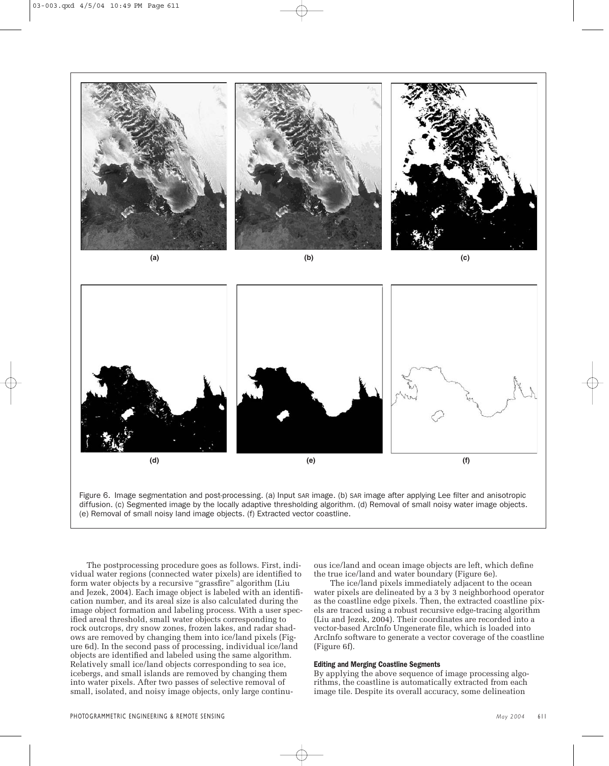Figure 6. Image segmentation and post-processing. (a) Input SAR image. (b) SAR image after applying Lee filter and anisotropic diffusion. (c) Segmented image by the locally adaptive thresholding algorithm. (d) Removal of small noisy water image objects. (e) Removal of small noisy land image objects. (f) Extracted vector coastline.

The postprocessing procedure goes as follows. First, individual water regions (connected water pixels) are identified to form water objects by a recursive "grassfire" algorithm (Liu and Jezek, 2004). Each image object is labeled with an identification number, and its areal size is also calculated during the image object formation and labeling process. With a user specified areal threshold, small water objects corresponding to rock outcrops, dry snow zones, frozen lakes, and radar shadows are removed by changing them into ice/land pixels (Figure 6d). In the second pass of processing, individual ice/land objects are identified and labeled using the same algorithm. Relatively small ice/land objects corresponding to sea ice, icebergs, and small islands are removed by changing them into water pixels. After two passes of selective removal of small, isolated, and noisy image objects, only large continuous ice/land and ocean image objects are left, which define the true ice/land and water boundary (Figure 6e).

The ice/land pixels immediately adjacent to the ocean water pixels are delineated by a 3 by 3 neighborhood operator as the coastline edge pixels. Then, the extracted coastline pixels are traced using a robust recursive edge-tracing algorithm (Liu and Jezek, 2004). Their coordinates are recorded into a vector-based ArcInfo Ungenerate file, which is loaded into ArcInfo software to generate a vector coverage of the coastline (Figure 6f).

#### Editing and Merging Coastline Segments

By applying the above sequence of image processing algorithms, the coastline is automatically extracted from each image tile. Despite its overall accuracy, some delineation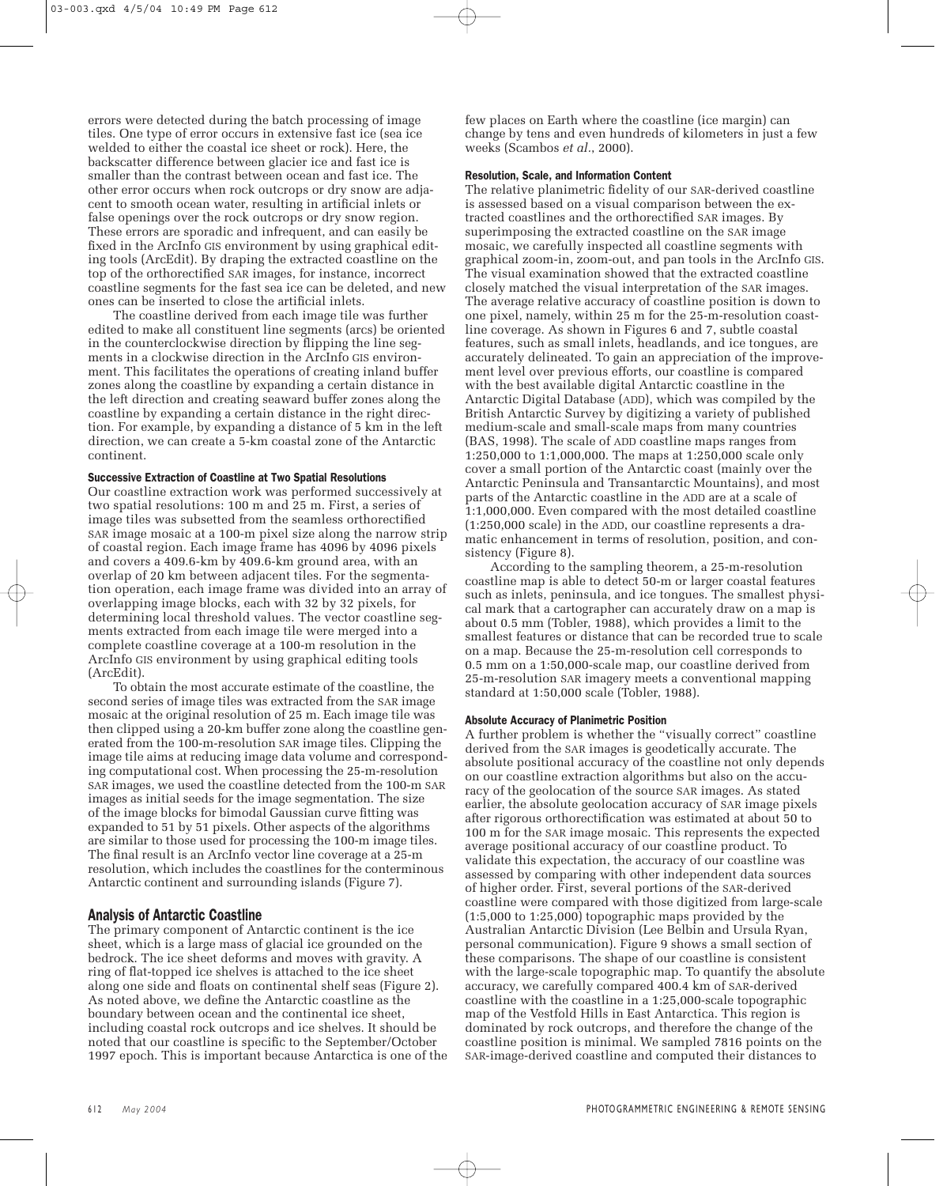errors were detected during the batch processing of image tiles. One type of error occurs in extensive fast ice (sea ice welded to either the coastal ice sheet or rock). Here, the backscatter difference between glacier ice and fast ice is smaller than the contrast between ocean and fast ice. The other error occurs when rock outcrops or dry snow are adjacent to smooth ocean water, resulting in artificial inlets or false openings over the rock outcrops or dry snow region. These errors are sporadic and infrequent, and can easily be fixed in the ArcInfo GIS environment by using graphical editing tools (ArcEdit). By draping the extracted coastline on the top of the orthorectified SAR images, for instance, incorrect coastline segments for the fast sea ice can be deleted, and new ones can be inserted to close the artificial inlets.

The coastline derived from each image tile was further edited to make all constituent line segments (arcs) be oriented in the counterclockwise direction by flipping the line segments in a clockwise direction in the ArcInfo GIS environment. This facilitates the operations of creating inland buffer zones along the coastline by expanding a certain distance in the left direction and creating seaward buffer zones along the coastline by expanding a certain distance in the right direction. For example, by expanding a distance of 5 km in the left direction, we can create a 5-km coastal zone of the Antarctic continent.

### Successive Extraction of Coastline at Two Spatial Resolutions

Our coastline extraction work was performed successively at two spatial resolutions: 100 m and 25 m. First, a series of image tiles was subsetted from the seamless orthorectified SAR image mosaic at a 100-m pixel size along the narrow strip of coastal region. Each image frame has 4096 by 4096 pixels and covers a 409.6-km by 409.6-km ground area, with an overlap of 20 km between adjacent tiles. For the segmentation operation, each image frame was divided into an array of overlapping image blocks, each with 32 by 32 pixels, for determining local threshold values. The vector coastline segments extracted from each image tile were merged into a complete coastline coverage at a 100-m resolution in the ArcInfo GIS environment by using graphical editing tools (ArcEdit).

To obtain the most accurate estimate of the coastline, the second series of image tiles was extracted from the SAR image mosaic at the original resolution of 25 m. Each image tile was then clipped using a 20-km buffer zone along the coastline generated from the 100-m-resolution SAR image tiles. Clipping the image tile aims at reducing image data volume and corresponding computational cost. When processing the 25-m-resolution SAR images, we used the coastline detected from the 100-m SAR images as initial seeds for the image segmentation. The size of the image blocks for bimodal Gaussian curve fitting was expanded to 51 by 51 pixels. Other aspects of the algorithms are similar to those used for processing the 100-m image tiles. The final result is an ArcInfo vector line coverage at a 25-m resolution, which includes the coastlines for the conterminous Antarctic continent and surrounding islands (Figure 7).

## Analysis of Antarctic Coastline

The primary component of Antarctic continent is the ice sheet, which is a large mass of glacial ice grounded on the bedrock. The ice sheet deforms and moves with gravity. A ring of flat-topped ice shelves is attached to the ice sheet along one side and floats on continental shelf seas (Figure 2). As noted above, we define the Antarctic coastline as the boundary between ocean and the continental ice sheet, including coastal rock outcrops and ice shelves. It should be noted that our coastline is specific to the September/October 1997 epoch. This is important because Antarctica is one of the few places on Earth where the coastline (ice margin) can change by tens and even hundreds of kilometers in just a few weeks (Scambos *et al.*, 2000).

### Resolution, Scale, and Information Content

The relative planimetric fidelity of our SAR-derived coastline is assessed based on a visual comparison between the extracted coastlines and the orthorectified SAR images. By superimposing the extracted coastline on the SAR image mosaic, we carefully inspected all coastline segments with graphical zoom-in, zoom-out, and pan tools in the ArcInfo GIS. The visual examination showed that the extracted coastline closely matched the visual interpretation of the SAR images. The average relative accuracy of coastline position is down to one pixel, namely, within 25 m for the 25-m-resolution coastline coverage. As shown in Figures 6 and 7, subtle coastal features, such as small inlets, headlands, and ice tongues, are accurately delineated. To gain an appreciation of the improvement level over previous efforts, our coastline is compared with the best available digital Antarctic coastline in the Antarctic Digital Database (ADD), which was compiled by the British Antarctic Survey by digitizing a variety of published medium-scale and small-scale maps from many countries (BAS, 1998). The scale of ADD coastline maps ranges from 1:250,000 to 1:1,000,000. The maps at 1:250,000 scale only cover a small portion of the Antarctic coast (mainly over the Antarctic Peninsula and Transantarctic Mountains), and most parts of the Antarctic coastline in the ADD are at a scale of 1:1,000,000. Even compared with the most detailed coastline (1:250,000 scale) in the ADD, our coastline represents a dramatic enhancement in terms of resolution, position, and consistency (Figure 8).

According to the sampling theorem, a 25-m-resolution coastline map is able to detect 50-m or larger coastal features such as inlets, peninsula, and ice tongues. The smallest physical mark that a cartographer can accurately draw on a map is about 0.5 mm (Tobler, 1988), which provides a limit to the smallest features or distance that can be recorded true to scale on a map. Because the 25-m-resolution cell corresponds to 0.5 mm on a 1:50,000-scale map, our coastline derived from 25-m-resolution SAR imagery meets a conventional mapping standard at 1:50,000 scale (Tobler, 1988).

### Absolute Accuracy of Planimetric Position

A further problem is whether the "visually correct" coastline derived from the SAR images is geodetically accurate. The absolute positional accuracy of the coastline not only depends on our coastline extraction algorithms but also on the accuracy of the geolocation of the source SAR images. As stated earlier, the absolute geolocation accuracy of SAR image pixels after rigorous orthorectification was estimated at about 50 to 100 m for the SAR image mosaic. This represents the expected average positional accuracy of our coastline product. To validate this expectation, the accuracy of our coastline was assessed by comparing with other independent data sources of higher order. First, several portions of the SAR-derived coastline were compared with those digitized from large-scale (1:5,000 to 1:25,000) topographic maps provided by the Australian Antarctic Division (Lee Belbin and Ursula Ryan, personal communication). Figure 9 shows a small section of these comparisons. The shape of our coastline is consistent with the large-scale topographic map. To quantify the absolute accuracy, we carefully compared 400.4 km of SAR-derived coastline with the coastline in a 1:25,000-scale topographic map of the Vestfold Hills in East Antarctica. This region is dominated by rock outcrops, and therefore the change of the coastline position is minimal. We sampled 7816 points on the SAR-image-derived coastline and computed their distances to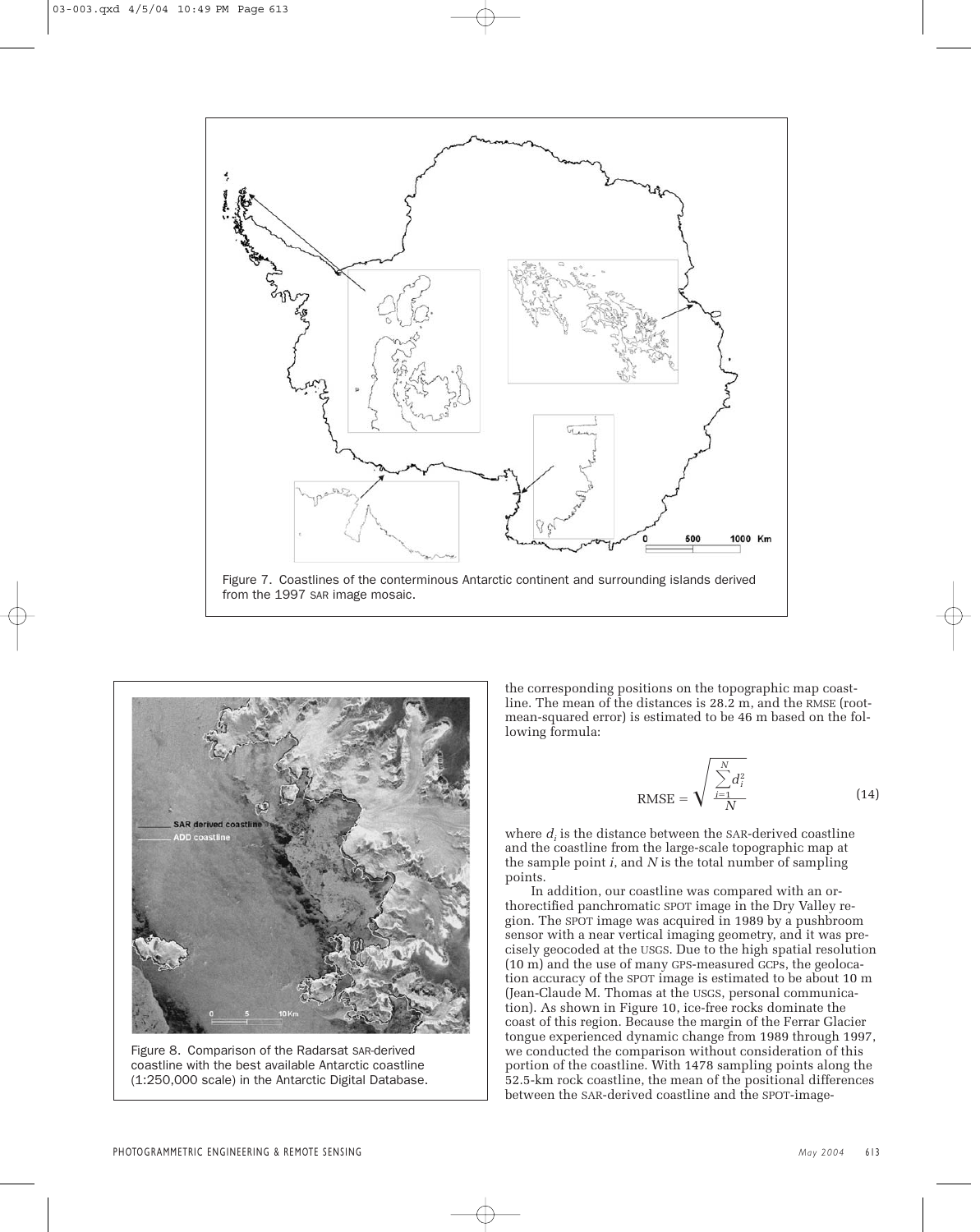Figure 7. Coastlines of the conterminous Antarctic continent and surrounding islands derived from the 1997 SAR image mosaic.

Figure 8. Comparison of the Radarsat SAR-derived coastline with the best available Antarctic coastline (1:250,000 scale) in the Antarctic Digital Database.

the corresponding positions on the topographic map coastline. The mean of the distances is 28.2 m, and the RMSE (root-mean-squared error) is estimated to be 46 m based on the following formula:

$$\mathrm{RMSE} = \sqrt{\frac{\sum_{i=1}^{N} d_i^2}{N}} \tag{14}$$

where $d_i$ is the distance between the SAR-derived coastline and the coastline from the large-scale topographic map at the sample point $i$, and $N$ is the total number of sampling points.

In addition, our coastline was compared with an orthorectified panchromatic SPOT image in the Dry Valley region. The SPOT image was acquired in 1989 by a pushbroom sensor with a near vertical imaging geometry, and it was precisely geocoded at the USGS. Due to the high spatial resolution (10 m) and the use of many GPS-measured GCPs, the geolocation accuracy of the SPOT image is estimated to be about 10 m (Jean-Claude M. Thomas at the USGS, personal communication). As shown in Figure 10, ice-free rocks dominate the coast of this region. Because the margin of the Ferrar Glacier tongue experienced dynamic change from 1989 through 1997, we conducted the comparison without consideration of this portion of the coastline. With 1478 sampling points along the 52.5-km rock coastline, the mean of the positional differences between the SAR-derived coastline and the SPOT-image-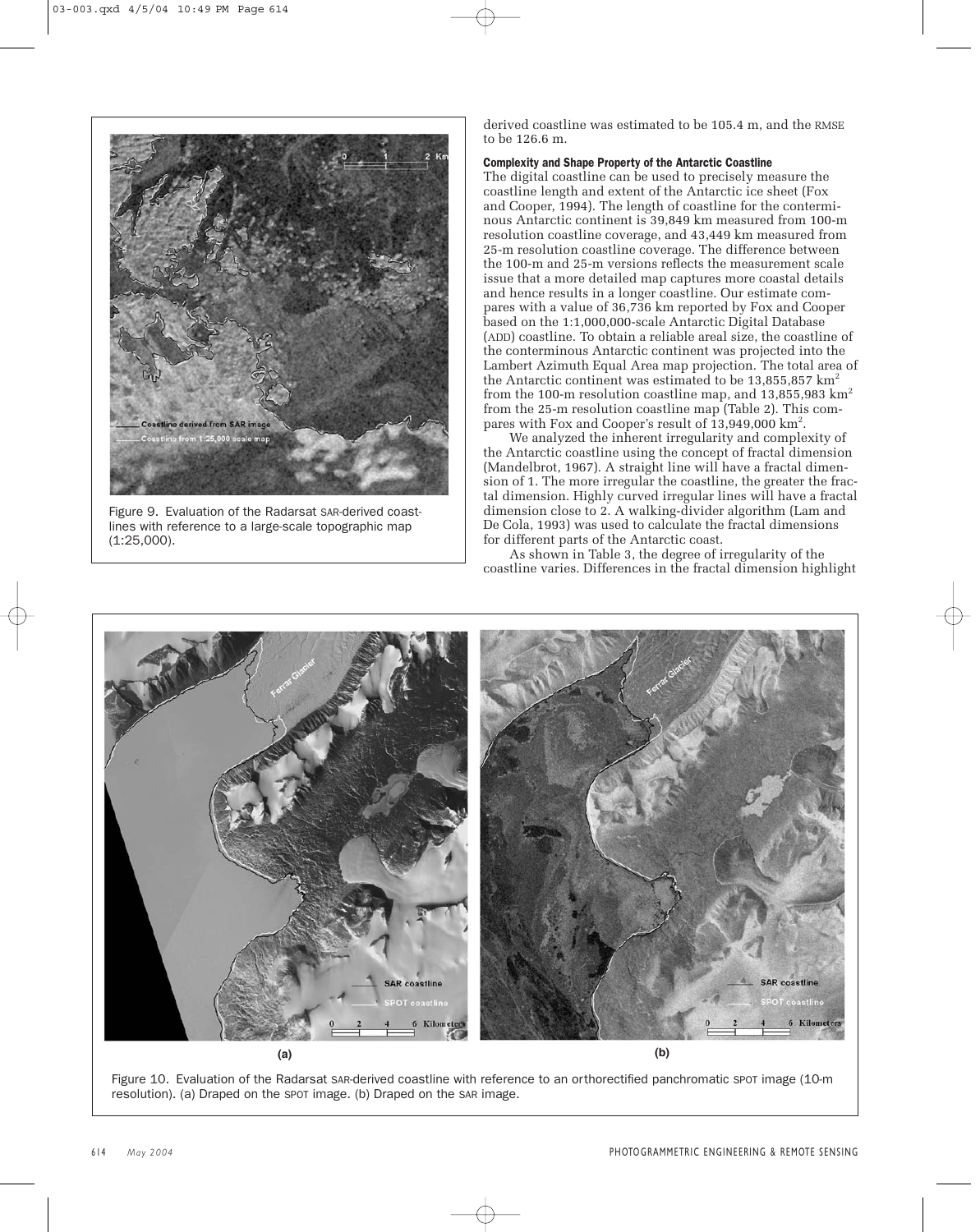Figure 9. Evaluation of the Radarsat SAR-derived coastlines with reference to a large-scale topographic map (1:25,000).

derived coastline was estimated to be 105.4 m, and the RMSE to be 126.6 m.

### Complexity and Shape Property of the Antarctic Coastline

The digital coastline can be used to precisely measure the coastline length and extent of the Antarctic ice sheet (Fox and Cooper, 1994). The length of coastline for the conterminous Antarctic continent is 39,849 km measured from 100-m resolution coastline coverage, and 43,449 km measured from 25-m resolution coastline coverage. The difference between the 100-m and 25-m versions reflects the measurement scale issue that a more detailed map captures more coastal details and hence results in a longer coastline. Our estimate compares with a value of 36,736 km reported by Fox and Cooper based on the 1:1,000,000-scale Antarctic Digital Database (ADD) coastline. To obtain a reliable areal size, the coastline of the conterminous Antarctic continent was projected into the Lambert Azimuth Equal Area map projection. The total area of the Antarctic continent was estimated to be 13,855,857 $km^2$ from the 100-m resolution coastline map, and 13,855,983 $km^2$ from the 25-m resolution coastline map (Table 2). This compares with Fox and Cooper's result of 13,949,000 $km^2$.

We analyzed the inherent irregularity and complexity of the Antarctic coastline using the concept of fractal dimension (Mandelbrot, 1967). A straight line will have a fractal dimension of 1. The more irregular the coastline, the greater the fractal dimension. Highly curved irregular lines will have a fractal dimension close to 2. A walking-divider algorithm (Lam and De Cola, 1993) was used to calculate the fractal dimensions for different parts of the Antarctic coast.

As shown in Table 3, the degree of irregularity of the coastline varies. Differences in the fractal dimension highlight

Figure 10. Evaluation of the Radarsat SAR-derived coastline with reference to an orthorectified panchromatic SPOT image (10-m resolution). (a) Draped on the SPOT image. (b) Draped on the SAR image.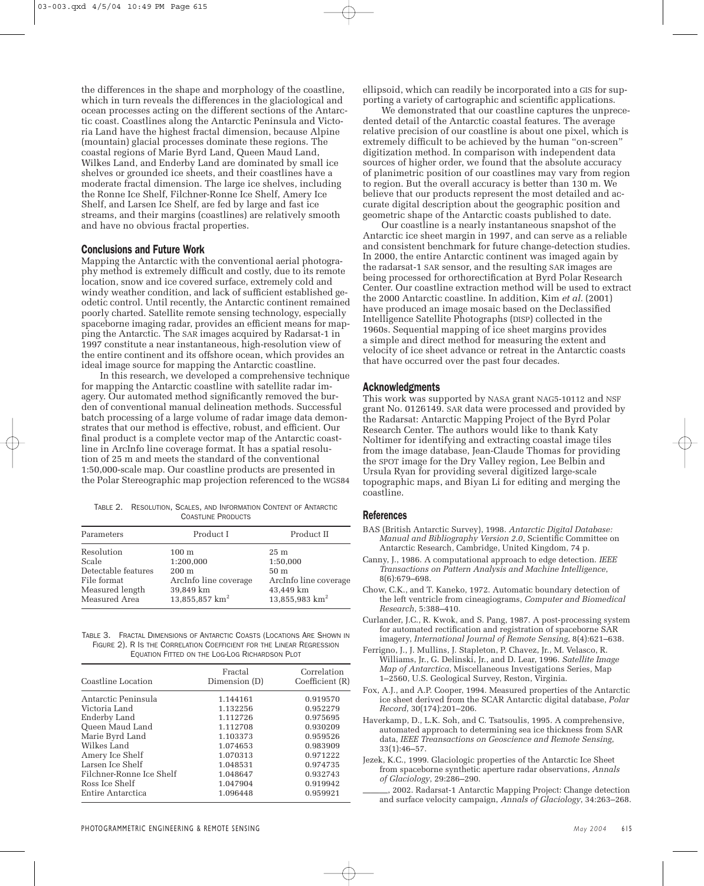the differences in the shape and morphology of the coastline, which in turn reveals the differences in the glaciological and ocean processes acting on the different sections of the Antarctic coast. Coastlines along the Antarctic Peninsula and Victoria Land have the highest fractal dimension, because Alpine (mountain) glacial processes dominate these regions. The coastal regions of Marie Byrd Land, Queen Maud Land, Wilkes Land, and Enderby Land are dominated by small ice shelves or grounded ice sheets, and their coastlines have a moderate fractal dimension. The large ice shelves, including the Ronne Ice Shelf, Filchner-Ronne Ice Shelf, Amery Ice Shelf, and Larsen Ice Shelf, are fed by large and fast ice streams, and their margins (coastlines) are relatively smooth and have no obvious fractal properties.

## Conclusions and Future Work

Mapping the Antarctic with the conventional aerial photography method is extremely difficult and costly, due to its remote location, snow and ice covered surface, extremely cold and windy weather condition, and lack of sufficient established geodetic control. Until recently, the Antarctic continent remained poorly charted. Satellite remote sensing technology, especially spaceborne imaging radar, provides an efficient means for mapping the Antarctic. The SAR images acquired by Radarsat-1 in 1997 constitute a near instantaneous, high-resolution view of the entire continent and its offshore ocean, which provides an ideal image source for mapping the Antarctic coastline.

In this research, we developed a comprehensive technique for mapping the Antarctic coastline with satellite radar imagery. Our automated method significantly removed the burden of conventional manual delineation methods. Successful batch processing of a large volume of radar image data demonstrates that our method is effective, robust, and efficient. Our final product is a complete vector map of the Antarctic coastline in ArcInfo line coverage format. It has a spatial resolution of 25 m and meets the standard of the conventional 1:50,000-scale map. Our coastline products are presented in the Polar Stereographic map projection referenced to the WGS84 ellipsoid, which can readily be incorporated into a GIS for supporting a variety of cartographic and scientific applications.

We demonstrated that our coastline captures the unprecedented detail of the Antarctic coastal features. The average relative precision of our coastline is about one pixel, which is extremely difficult to be achieved by the human "on-screen" digitization method. In comparison with independent data sources of higher order, we found that the absolute accuracy of planimetric position of our coastlines may vary from region to region. But the overall accuracy is better than 130 m. We believe that our products represent the most detailed and accurate digital description about the geographic position and geometric shape of the Antarctic coasts published to date.

Our coastline is a nearly instantaneous snapshot of the Antarctic ice sheet margin in 1997, and can serve as a reliable and consistent benchmark for future change-detection studies. In 2000, the entire Antarctic continent was imaged again by the radarsat-1 SAR sensor, and the resulting SAR images are being processed for orthorectification at Byrd Polar Research Center. Our coastline extraction method will be used to extract the 2000 Antarctic coastline. In addition, Kim *et al.* (2001) have produced an image mosaic based on the Declassified Intelligence Satellite Photographs (DISP) collected in the 1960s. Sequential mapping of ice sheet margins provides a simple and direct method for measuring the extent and velocity of ice sheet advance or retreat in the Antarctic coasts that have occurred over the past four decades.

TABLE 2. RESOLUTION, SCALES, AND INFORMATION CONTENT OF ANTARCTIC COASTLINE PRODUCTS

| Parameters | Product I | Product II |
|---|---|---|
| Resolution | 100 m | 25 m |
| Scale | 1:200,000 | 1:50,000 |
| Detectable features | 200 m | 50 m |
| File format | ArcInfo line coverage | ArcInfo line coverage |
| Measured length | 39,849 km | 43,449 km |
| Measured Area | 13,855,857 km$^2$ | 13,855,983 km$^2$ |

TABLE 3. FRACTAL DIMENSIONS OF ANTARCTIC COASTS (LOCATIONS ARE SHOWN IN FIGURE 2). R IS THE CORRELATION COEFFICIENT FOR THE LINEAR REGRESSION EQUATION FITTED ON THE LOG-LOG RICHARDSON PLOT

| Coastline Location | Fractal Dimension (D) | Correlation Coefficient (R) |
|---|---|---|
| Antarctic Peninsula | 1.144161 | 0.919570 |
| Victoria Land | 1.132256 | 0.952279 |
| Enderby Land | 1.112726 | 0.975695 |
| Queen Maud Land | 1.112708 | 0.930209 |
| Marie Byrd Land | 1.103373 | 0.959526 |
| Wilkes Land | 1.074653 | 0.983909 |
| Amery Ice Shelf | 1.070313 | 0.971222 |
| Larsen Ice Shelf | 1.048531 | 0.974735 |
| Filchner-Ronne Ice Shelf | 1.048647 | 0.932743 |
| Ross Ice Shelf | 1.047904 | 0.919942 |
| Entire Antarctica | 1.096448 | 0.959921 |

## Acknowledgments

This work was supported by NASA grant NAG5-10112 and NSF grant No. 0126149. SAR data were processed and provided by the Radarsat: Antarctic Mapping Project of the Byrd Polar Research Center. The authors would like to thank Katy Noltimer for identifying and extracting coastal image tiles from the image database, Jean-Claude Thomas for providing the SPOT image for the Dry Valley region, Lee Belbin and Ursula Ryan for providing several digitized large-scale topographic maps, and Biyan Li for editing and merging the coastline.

## References

BAS (British Antarctic Survey), 1998. *Antarctic Digital Database: Manual and Bibliography Version 2.0*, Scientific Committee on Antarctic Research, Cambridge, United Kingdom, 74 p.

Canny, J., 1986. A computational approach to edge detection. *IEEE Transactions on Pattern Analysis and Machine Intelligence*, 8(6):679–698.

Chow, C.K., and T. Kaneko, 1972. Automatic boundary detection of the left ventricle from cineagiograms, *Computer and Biomedical Research*, 5:388–410.

Curlander, J.C., R. Kwok, and S. Pang, 1987. A post-processing system for automated rectification and registration of spaceborne SAR imagery, *International Journal of Remote Sensing*, 8(4):621–638.

Ferrigno, J., J. Mullins, J. Stapleton, P. Chavez, Jr., M. Velasco, R. Williams, Jr., G. Delinski, Jr., and D. Lear, 1996. *Satellite Image Map of Antarctica*, Miscellaneous Investigations Series, Map 1–2560, U.S. Geological Survey, Reston, Virginia.

Fox, A.J., and A.P. Cooper, 1994. Measured properties of the Antarctic ice sheet derived from the SCAR Antarctic digital database, *Polar Record*, 30(174):201–206.

Haverkamp, D., L.K. Soh, and C. Tsatsoulis, 1995. A comprehensive, automated approach to determining sea ice thickness from SAR data, *IEEE Treansactions on Geoscience and Remote Sensing*, 33(1):46–57.

Jezek, K.C., 1999. Glaciologic properties of the Antarctic Ice Sheet from spaceborne synthetic aperture radar observations, *Annals of Glaciology*, 29:286–290.

———, 2002. Radarsat-1 Antarctic Mapping Project: Change detection and surface velocity campaign, *Annals of Glaciology*, 34:263–268.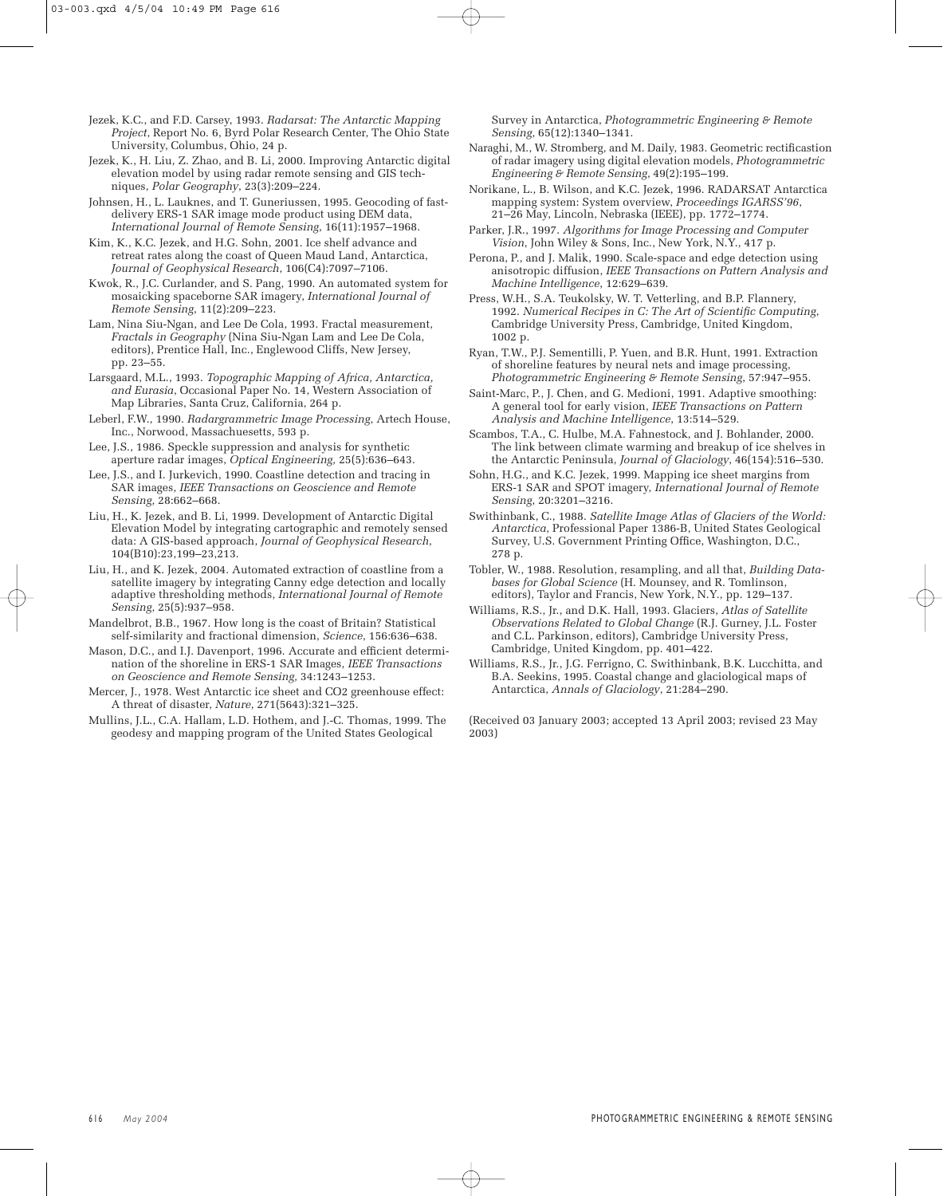Jezek, K.C., and F.D. Carsey, 1993. *Radarsat: The Antarctic Mapping Project*, Report No. 6, Byrd Polar Research Center, The Ohio State University, Columbus, Ohio, 24 p.

Jezek, K., H. Liu, Z. Zhao, and B. Li, 2000. Improving Antarctic digital elevation model by using radar remote sensing and GIS techniques, *Polar Geography*, 23(3):209–224.

Johnsen, H., L. Lauknes, and T. Guneriussen, 1995. Geocoding of fast-delivery ERS-1 SAR image mode product using DEM data, *International Journal of Remote Sensing*, 16(11):1957–1968.

Kim, K., K.C. Jezek, and H.G. Sohn, 2001. Ice shelf advance and retreat rates along the coast of Queen Maud Land, Antarctica, *Journal of Geophysical Research*, 106(C4):7097–7106.

Kwok, R., J.C. Curlander, and S. Pang, 1990. An automated system for mosaicking spaceborne SAR imagery, *International Journal of Remote Sensing*, 11(2):209–223.

Lam, Nina Siu-Ngan, and Lee De Cola, 1993. Fractal measurement, *Fractals in Geography* (Nina Siu-Ngan Lam and Lee De Cola, editors), Prentice Hall, Inc., Englewood Cliffs, New Jersey, pp. 23–55.

Larsgaard, M.L., 1993. *Topographic Mapping of Africa, Antarctica, and Eurasia*, Occasional Paper No. 14, Western Association of Map Libraries, Santa Cruz, California, 264 p.

Leberl, F.W., 1990. *Radargrammetric Image Processing*, Artech House, Inc., Norwood, Massachuesetts, 593 p.

Lee, J.S., 1986. Speckle suppression and analysis for synthetic aperture radar images, *Optical Engineering*, 25(5):636–643.

Lee, J.S., and I. Jurkevich, 1990. Coastline detection and tracing in SAR images, *IEEE Transactions on Geoscience and Remote Sensing*, 28:662–668.

Liu, H., K. Jezek, and B. Li, 1999. Development of Antarctic Digital Elevation Model by integrating cartographic and remotely sensed data: A GIS-based approach, *Journal of Geophysical Research*, 104(B10):23,199–23,213.

Liu, H., and K. Jezek, 2004. Automated extraction of coastline from a satellite imagery by integrating Canny edge detection and locally adaptive thresholding methods, *International Journal of Remote Sensing*, 25(5):937–958.

Mandelbrot, B.B., 1967. How long is the coast of Britain? Statistical self-similarity and fractional dimension, *Science*, 156:636–638.

Mason, D.C., and I.J. Davenport, 1996. Accurate and efficient determination of the shoreline in ERS-1 SAR Images, *IEEE Transactions on Geoscience and Remote Sensing*, 34:1243–1253.

Mercer, J., 1978. West Antarctic ice sheet and CO2 greenhouse effect: A threat of disaster, *Nature*, 271(5643):321–325.

Mullins, J.L., C.A. Hallam, L.D. Hothem, and J.-C. Thomas, 1999. The geodesy and mapping program of the United States Geological Survey in Antarctica, *Photogrammetric Engineering & Remote Sensing*, 65(12):1340–1341.

Naraghi, M., W. Stromberg, and M. Daily, 1983. Geometric rectificastion of radar imagery using digital elevation models, *Photogrammetric Engineering & Remote Sensing*, 49(2):195–199.

Norikane, L., B. Wilson, and K.C. Jezek, 1996. RADARSAT Antarctica mapping system: System overview, *Proceedings IGARSS'96*, 21–26 May, Lincoln, Nebraska (IEEE), pp. 1772–1774.

Parker, J.R., 1997. *Algorithms for Image Processing and Computer Vision*, John Wiley & Sons, Inc., New York, N.Y., 417 p.

Perona, P., and J. Malik, 1990. Scale-space and edge detection using anisotropic diffusion, *IEEE Transactions on Pattern Analysis and Machine Intelligence*, 12:629–639.

Press, W.H., S.A. Teukolsky, W. T. Vetterling, and B.P. Flannery, 1992. *Numerical Recipes in C: The Art of Scientific Computing*, Cambridge University Press, Cambridge, United Kingdom, 1002 p.

Ryan, T.W., P.J. Sementilli, P. Yuen, and B.R. Hunt, 1991. Extraction of shoreline features by neural nets and image processing, *Photogrammetric Engineering & Remote Sensing*, 57:947–955.

Saint-Marc, P., J. Chen, and G. Medioni, 1991. Adaptive smoothing: A general tool for early vision, *IEEE Transactions on Pattern Analysis and Machine Intelligence*, 13:514–529.

Scambos, T.A., C. Hulbe, M.A. Fahnestock, and J. Bohlander, 2000. The link between climate warming and breakup of ice shelves in the Antarctic Peninsula, *Journal of Glaciology*, 46(154):516–530.

Sohn, H.G., and K.C. Jezek, 1999. Mapping ice sheet margins from ERS-1 SAR and SPOT imagery, *International Journal of Remote Sensing*, 20:3201–3216.

Swithinbank, C., 1988. *Satellite Image Atlas of Glaciers of the World: Antarctica*, Professional Paper 1386-B, United States Geological Survey, U.S. Government Printing Office, Washington, D.C., 278 p.

Tobler, W., 1988. Resolution, resampling, and all that, *Building Databases for Global Science* (H. Mounsey, and R. Tomlinson, editors), Taylor and Francis, New York, N.Y., pp. 129–137.

Williams, R.S., Jr., and D.K. Hall, 1993. Glaciers, *Atlas of Satellite Observations Related to Global Change* (R.J. Gurney, J.L. Foster and C.L. Parkinson, editors), Cambridge University Press, Cambridge, United Kingdom, pp. 401–422.

Williams, R.S., Jr., J.G. Ferrigno, C. Swithinbank, B.K. Lucchitta, and B.A. Seekins, 1995. Coastal change and glaciological maps of Antarctica, *Annals of Glaciology*, 21:284–290.

(Received 03 January 2003; accepted 13 April 2003; revised 23 May 2003)